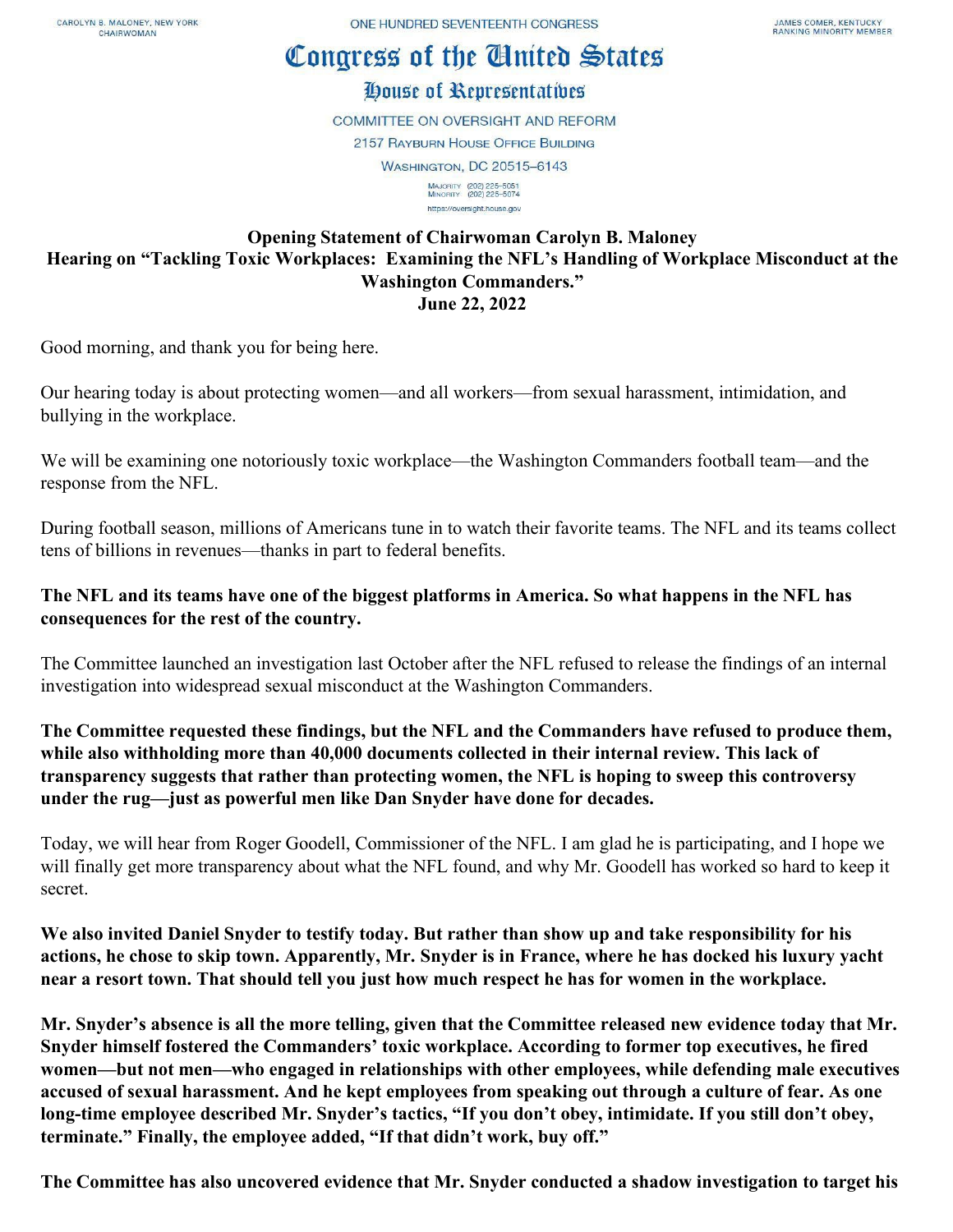CAROLYN B. MALONEY, NEW YORK
CHAIRWOMAN

ONE HUNDRED SEVENTEENTH CONGRESS

JAMES COMER, KENTUCKY
RANKING MINORITY MEMBER

# Congress of the United States

## House of Representatives

COMMITTEE ON OVERSIGHT AND REFORM
2157 RAYBURN HOUSE OFFICE BUILDING
WASHINGTON, DC 20515–6143

MAJORITY (202) 225-5051
MINORITY (202) 225-5074
https://oversight.house.gov

**Opening Statement of Chairwoman Carolyn B. Maloney**
**Hearing on "Tackling Toxic Workplaces: Examining the NFL's Handling of Workplace Misconduct at the Washington Commanders."**
**June 22, 2022**

Good morning, and thank you for being here.

Our hearing today is about protecting women—and all workers—from sexual harassment, intimidation, and bullying in the workplace.

We will be examining one notoriously toxic workplace—the Washington Commanders football team—and the response from the NFL.

During football season, millions of Americans tune in to watch their favorite teams. The NFL and its teams collect tens of billions in revenues—thanks in part to federal benefits.

**The NFL and its teams have one of the biggest platforms in America. So what happens in the NFL has consequences for the rest of the country.**

The Committee launched an investigation last October after the NFL refused to release the findings of an internal investigation into widespread sexual misconduct at the Washington Commanders.

**The Committee requested these findings, but the NFL and the Commanders have refused to produce them, while also withholding more than 40,000 documents collected in their internal review. This lack of transparency suggests that rather than protecting women, the NFL is hoping to sweep this controversy under the rug—just as powerful men like Dan Snyder have done for decades.**

Today, we will hear from Roger Goodell, Commissioner of the NFL. I am glad he is participating, and I hope we will finally get more transparency about what the NFL found, and why Mr. Goodell has worked so hard to keep it secret.

**We also invited Daniel Snyder to testify today. But rather than show up and take responsibility for his actions, he chose to skip town. Apparently, Mr. Snyder is in France, where he has docked his luxury yacht near a resort town. That should tell you just how much respect he has for women in the workplace.**

**Mr. Snyder's absence is all the more telling, given that the Committee released new evidence today that Mr. Snyder himself fostered the Commanders' toxic workplace. According to former top executives, he fired women—but not men—who engaged in relationships with other employees, while defending male executives accused of sexual harassment. And he kept employees from speaking out through a culture of fear. As one long-time employee described Mr. Snyder's tactics, "If you don't obey, intimidate. If you still don't obey, terminate." Finally, the employee added, "If that didn't work, buy off."**

**The Committee has also uncovered evidence that Mr. Snyder conducted a shadow investigation to target his**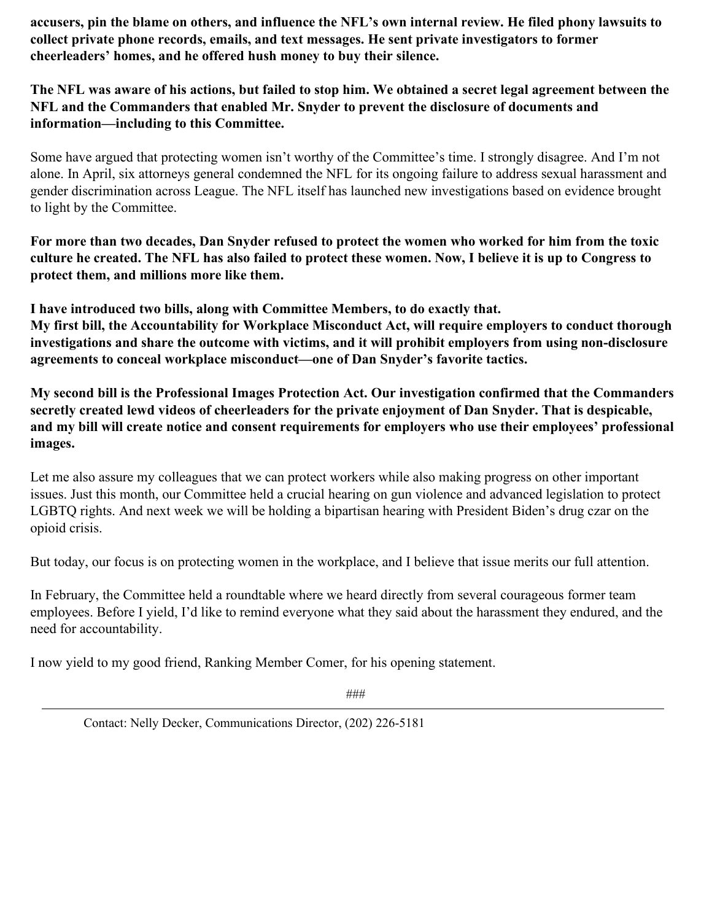**accusers, pin the blame on others, and influence the NFL's own internal review. He filed phony lawsuits to collect private phone records, emails, and text messages. He sent private investigators to former cheerleaders' homes, and he offered hush money to buy their silence.**

**The NFL was aware of his actions, but failed to stop him. We obtained a secret legal agreement between the NFL and the Commanders that enabled Mr. Snyder to prevent the disclosure of documents and information—including to this Committee.**

Some have argued that protecting women isn't worthy of the Committee's time. I strongly disagree. And I'm not alone. In April, six attorneys general condemned the NFL for its ongoing failure to address sexual harassment and gender discrimination across League. The NFL itself has launched new investigations based on evidence brought to light by the Committee.

**For more than two decades, Dan Snyder refused to protect the women who worked for him from the toxic culture he created. The NFL has also failed to protect these women. Now, I believe it is up to Congress to protect them, and millions more like them.**

**I have introduced two bills, along with Committee Members, to do exactly that.**
**My first bill, the Accountability for Workplace Misconduct Act, will require employers to conduct thorough investigations and share the outcome with victims, and it will prohibit employers from using non-disclosure agreements to conceal workplace misconduct—one of Dan Snyder's favorite tactics.**

**My second bill is the Professional Images Protection Act. Our investigation confirmed that the Commanders secretly created lewd videos of cheerleaders for the private enjoyment of Dan Snyder. That is despicable, and my bill will create notice and consent requirements for employers who use their employees' professional images.**

Let me also assure my colleagues that we can protect workers while also making progress on other important issues. Just this month, our Committee held a crucial hearing on gun violence and advanced legislation to protect LGBTQ rights. And next week we will be holding a bipartisan hearing with President Biden's drug czar on the opioid crisis.

But today, our focus is on protecting women in the workplace, and I believe that issue merits our full attention.

In February, the Committee held a roundtable where we heard directly from several courageous former team employees. Before I yield, I'd like to remind everyone what they said about the harassment they endured, and the need for accountability.

I now yield to my good friend, Ranking Member Comer, for his opening statement.

###

Contact: Nelly Decker, Communications Director, (202) 226-5181